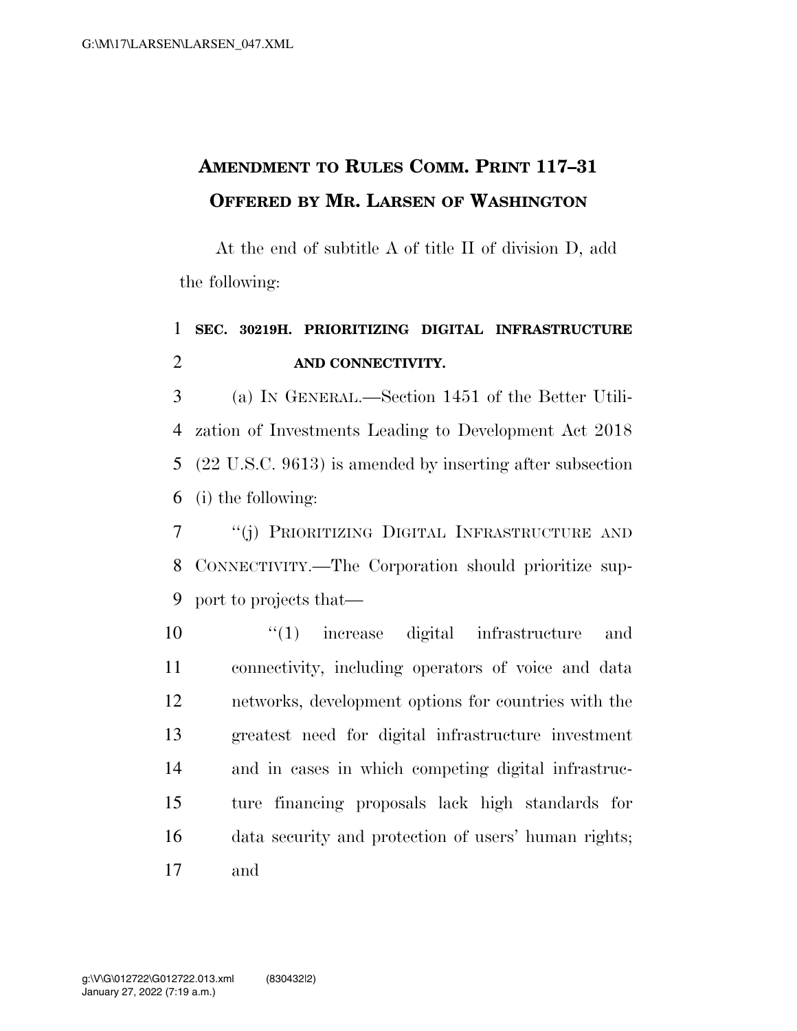# AMENDMENT TO RULES COMM. PRINT 117–31
# OFFERED BY MR. LARSEN OF WASHINGTON

At the end of subtitle A of title II of division D, add the following:

**SEC. 30219H. PRIORITIZING DIGITAL INFRASTRUCTURE AND CONNECTIVITY.**

(a) IN GENERAL.—Section 1451 of the Better Utilization of Investments Leading to Development Act 2018 (22 U.S.C. 9613) is amended by inserting after subsection (i) the following:

"(j) PRIORITIZING DIGITAL INFRASTRUCTURE AND CONNECTIVITY.—The Corporation should prioritize support to projects that—

"(1) increase digital infrastructure and connectivity, including operators of voice and data networks, development options for countries with the greatest need for digital infrastructure investment and in cases in which competing digital infrastructure financing proposals lack high standards for data security and protection of users' human rights; and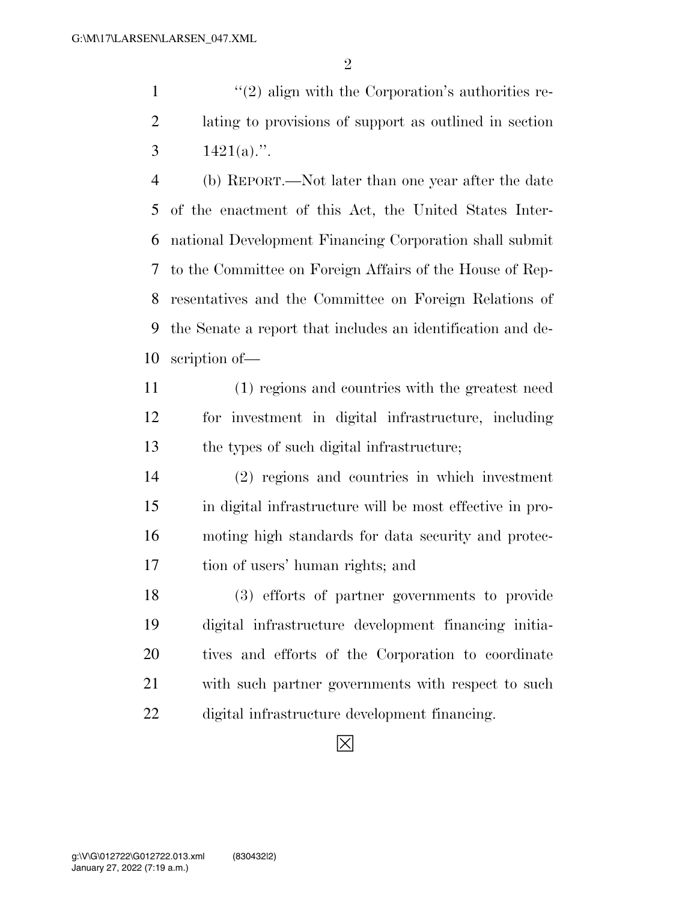"(2) align with the Corporation's authorities relating to provisions of support as outlined in section 1421(a).".

(b) REPORT.—Not later than one year after the date of the enactment of this Act, the United States International Development Financing Corporation shall submit to the Committee on Foreign Affairs of the House of Representatives and the Committee on Foreign Relations of the Senate a report that includes an identification and description of—

(1) regions and countries with the greatest need for investment in digital infrastructure, including the types of such digital infrastructure;

(2) regions and countries in which investment in digital infrastructure will be most effective in promoting high standards for data security and protection of users' human rights; and

(3) efforts of partner governments to provide digital infrastructure development financing initiatives and efforts of the Corporation to coordinate with such partner governments with respect to such digital infrastructure development financing.

☒